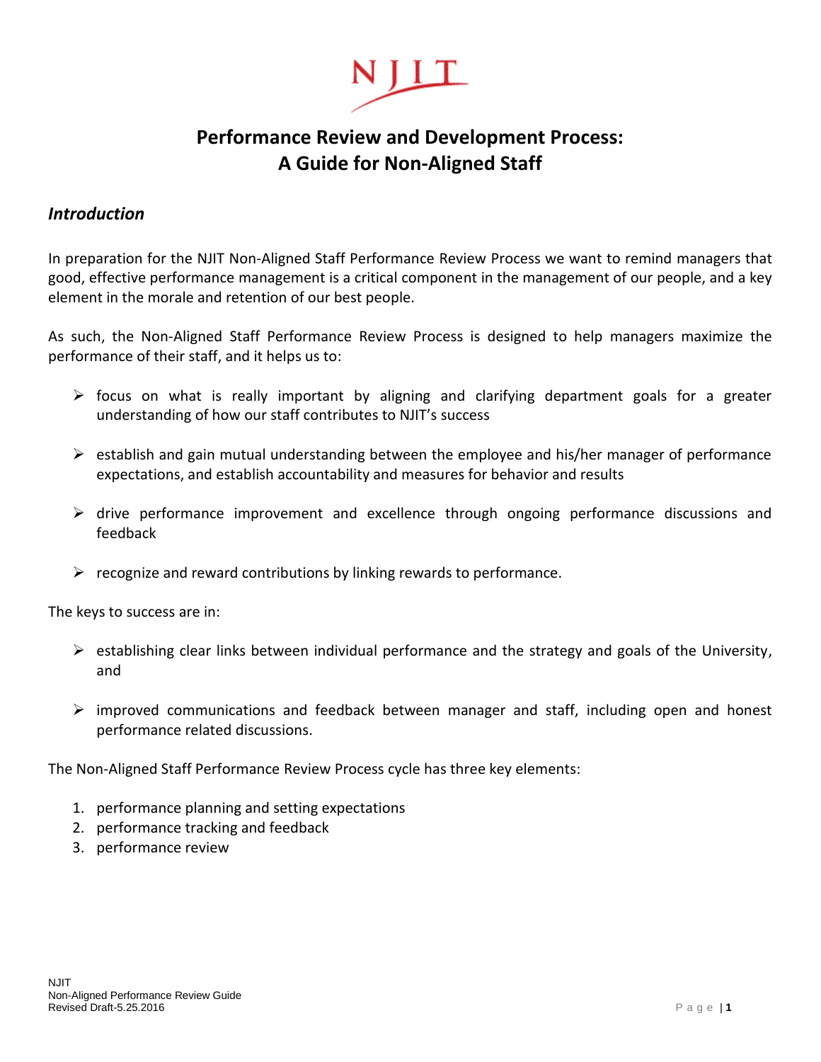# Performance Review and Development Process: A Guide for Non-Aligned Staff

## *Introduction*

In preparation for the NJIT Non-Aligned Staff Performance Review Process we want to remind managers that good, effective performance management is a critical component in the management of our people, and a key element in the morale and retention of our best people.

As such, the Non-Aligned Staff Performance Review Process is designed to help managers maximize the performance of their staff, and it helps us to:

- focus on what is really important by aligning and clarifying department goals for a greater understanding of how our staff contributes to NJIT's success
- establish and gain mutual understanding between the employee and his/her manager of performance expectations, and establish accountability and measures for behavior and results
- drive performance improvement and excellence through ongoing performance discussions and feedback
- recognize and reward contributions by linking rewards to performance.

The keys to success are in:

- establishing clear links between individual performance and the strategy and goals of the University, and
- improved communications and feedback between manager and staff, including open and honest performance related discussions.

The Non-Aligned Staff Performance Review Process cycle has three key elements:

1. performance planning and setting expectations
2. performance tracking and feedback
3. performance review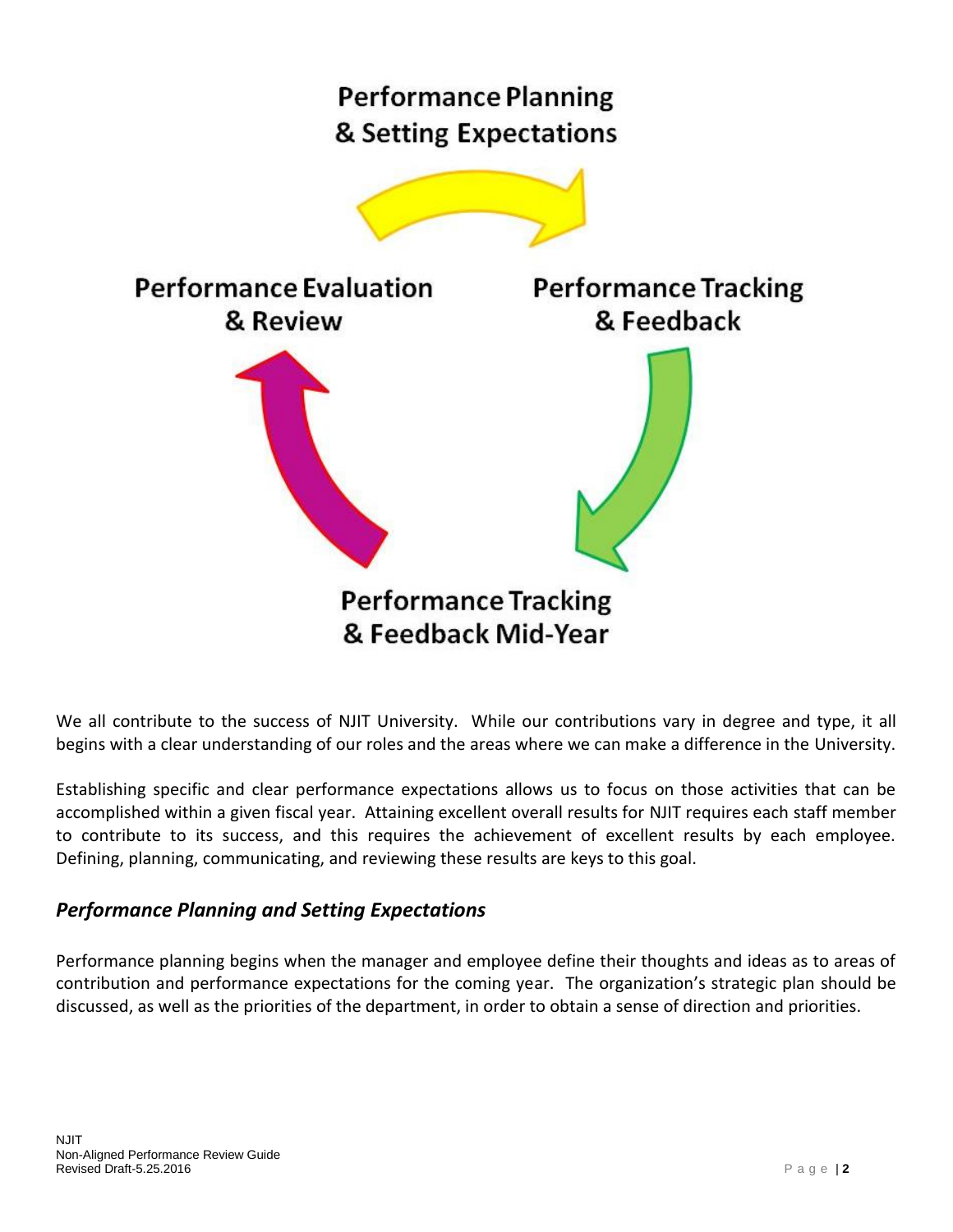Performance Planning & Setting Expectations

Performance Evaluation & Review

Performance Tracking & Feedback

Performance Tracking & Feedback Mid-Year

We all contribute to the success of NJIT University. While our contributions vary in degree and type, it all begins with a clear understanding of our roles and the areas where we can make a difference in the University.

Establishing specific and clear performance expectations allows us to focus on those activities that can be accomplished within a given fiscal year. Attaining excellent overall results for NJIT requires each staff member to contribute to its success, and this requires the achievement of excellent results by each employee. Defining, planning, communicating, and reviewing these results are keys to this goal.

## *Performance Planning and Setting Expectations*

Performance planning begins when the manager and employee define their thoughts and ideas as to areas of contribution and performance expectations for the coming year. The organization's strategic plan should be discussed, as well as the priorities of the department, in order to obtain a sense of direction and priorities.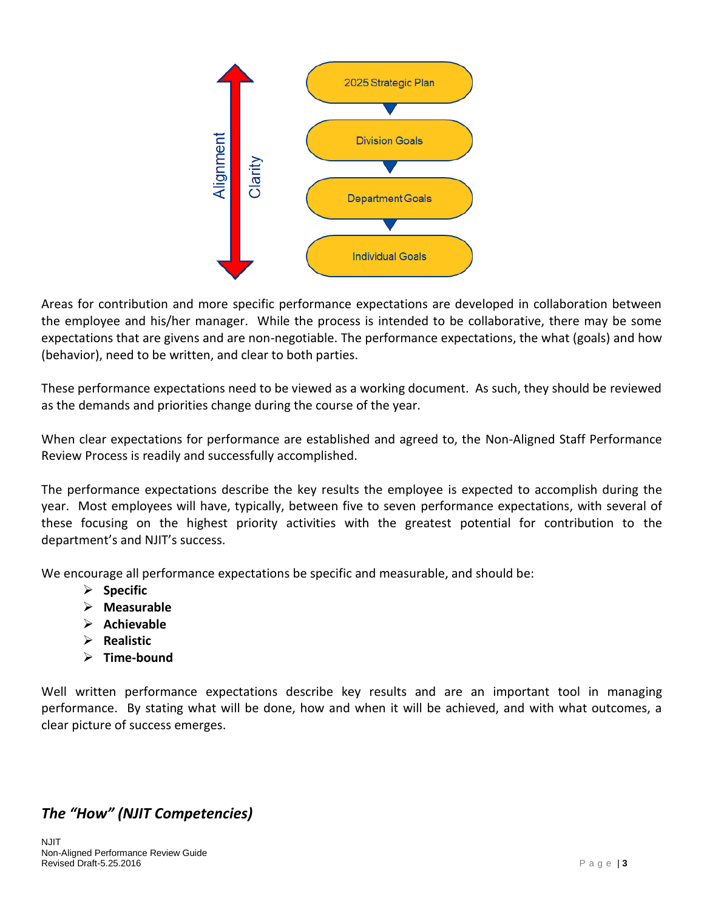Areas for contribution and more specific performance expectations are developed in collaboration between the employee and his/her manager. While the process is intended to be collaborative, there may be some expectations that are givens and are non-negotiable. The performance expectations, the what (goals) and how (behavior), need to be written, and clear to both parties.

These performance expectations need to be viewed as a working document. As such, they should be reviewed as the demands and priorities change during the course of the year.

When clear expectations for performance are established and agreed to, the Non-Aligned Staff Performance Review Process is readily and successfully accomplished.

The performance expectations describe the key results the employee is expected to accomplish during the year. Most employees will have, typically, between five to seven performance expectations, with several of these focusing on the highest priority activities with the greatest potential for contribution to the department's and NJIT's success.

We encourage all performance expectations be specific and measurable, and should be:

- **Specific**
- **Measurable**
- **Achievable**
- **Realistic**
- **Time-bound**

Well written performance expectations describe key results and are an important tool in managing performance. By stating what will be done, how and when it will be achieved, and with what outcomes, a clear picture of success emerges.

## *The "How" (NJIT Competencies)*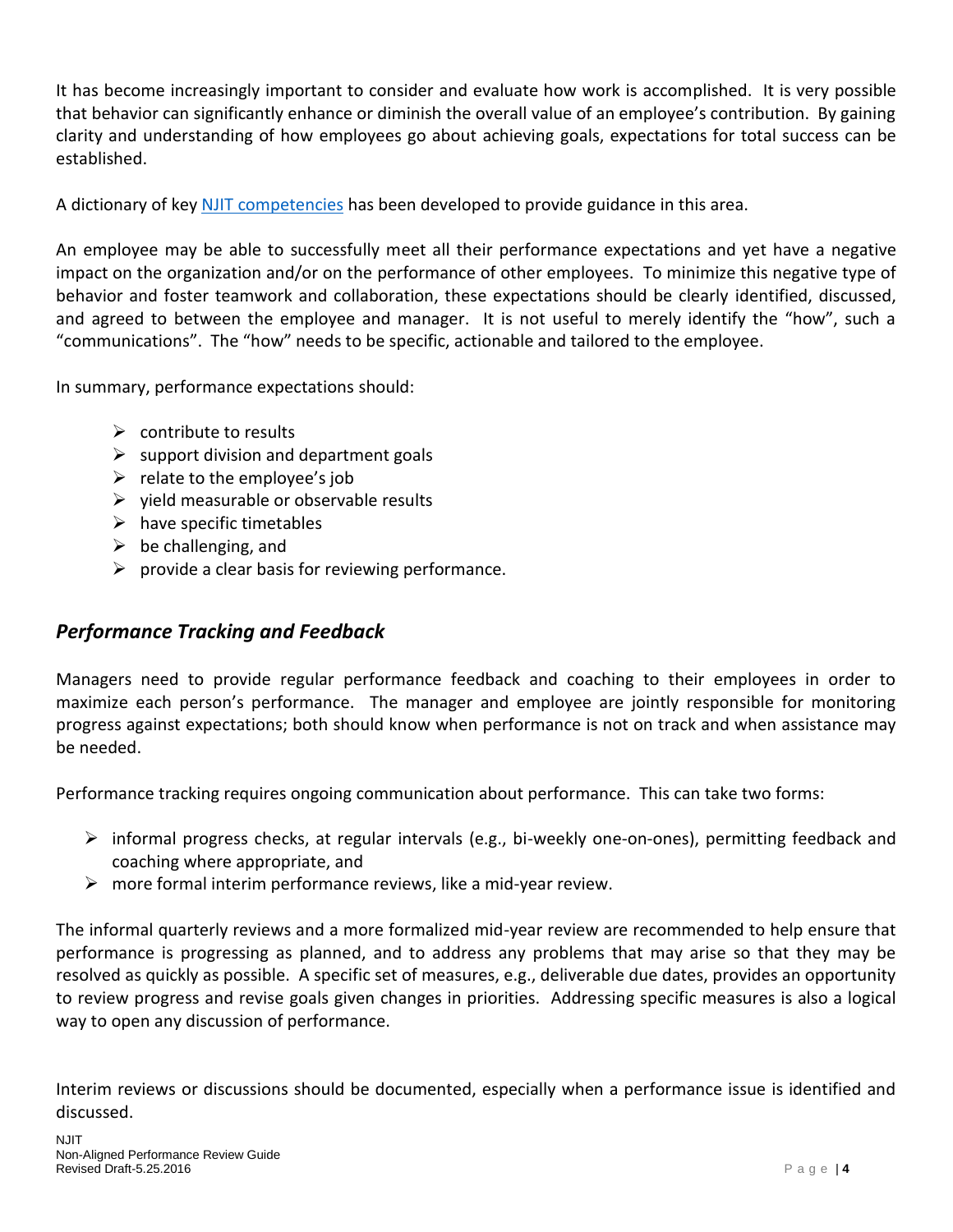It has become increasingly important to consider and evaluate how work is accomplished. It is very possible that behavior can significantly enhance or diminish the overall value of an employee's contribution. By gaining clarity and understanding of how employees go about achieving goals, expectations for total success can be established.

A dictionary of key [NJIT competencies]() has been developed to provide guidance in this area.

An employee may be able to successfully meet all their performance expectations and yet have a negative impact on the organization and/or on the performance of other employees. To minimize this negative type of behavior and foster teamwork and collaboration, these expectations should be clearly identified, discussed, and agreed to between the employee and manager. It is not useful to merely identify the "how", such a "communications". The "how" needs to be specific, actionable and tailored to the employee.

In summary, performance expectations should:

- contribute to results
- support division and department goals
- relate to the employee's job
- yield measurable or observable results
- have specific timetables
- be challenging, and
- provide a clear basis for reviewing performance.

## *Performance Tracking and Feedback*

Managers need to provide regular performance feedback and coaching to their employees in order to maximize each person's performance. The manager and employee are jointly responsible for monitoring progress against expectations; both should know when performance is not on track and when assistance may be needed.

Performance tracking requires ongoing communication about performance. This can take two forms:

- informal progress checks, at regular intervals (e.g., bi-weekly one-on-ones), permitting feedback and coaching where appropriate, and
- more formal interim performance reviews, like a mid-year review.

The informal quarterly reviews and a more formalized mid-year review are recommended to help ensure that performance is progressing as planned, and to address any problems that may arise so that they may be resolved as quickly as possible. A specific set of measures, e.g., deliverable due dates, provides an opportunity to review progress and revise goals given changes in priorities. Addressing specific measures is also a logical way to open any discussion of performance.

Interim reviews or discussions should be documented, especially when a performance issue is identified and discussed.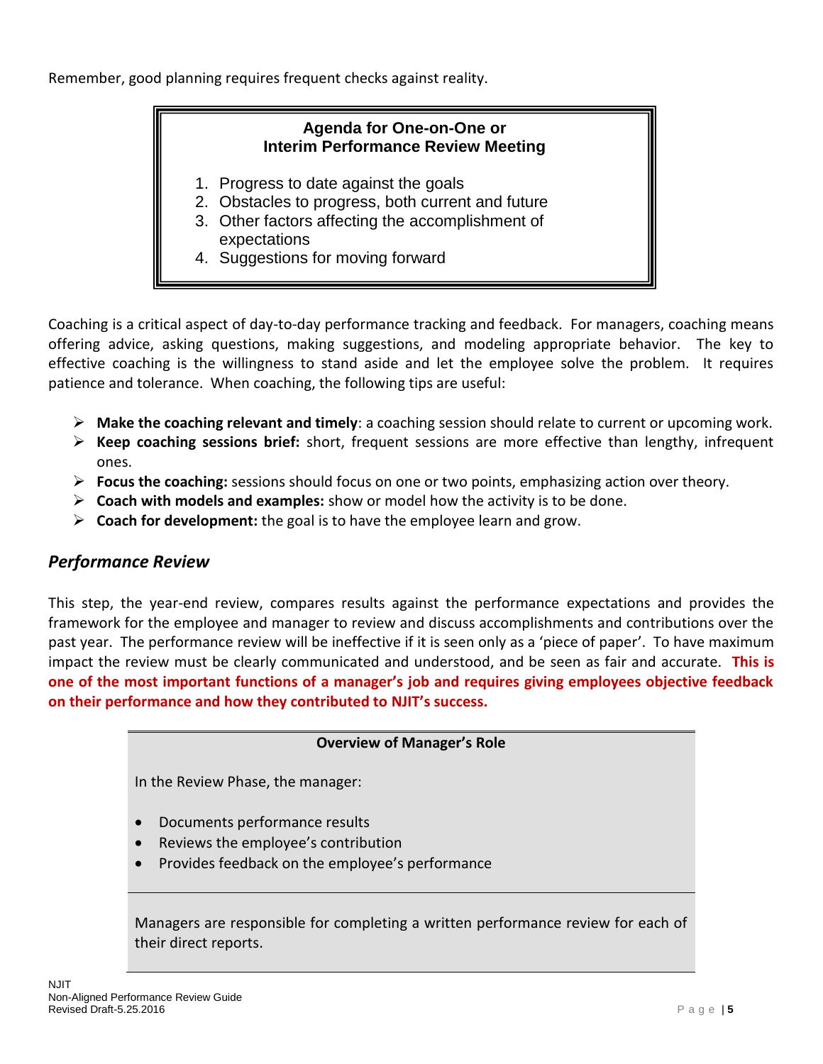Remember, good planning requires frequent checks against reality.

**Agenda for One-on-One or Interim Performance Review Meeting**

1. Progress to date against the goals
2. Obstacles to progress, both current and future
3. Other factors affecting the accomplishment of expectations
4. Suggestions for moving forward

Coaching is a critical aspect of day-to-day performance tracking and feedback. For managers, coaching means offering advice, asking questions, making suggestions, and modeling appropriate behavior. The key to effective coaching is the willingness to stand aside and let the employee solve the problem. It requires patience and tolerance. When coaching, the following tips are useful:

- **Make the coaching relevant and timely**: a coaching session should relate to current or upcoming work.
- **Keep coaching sessions brief:** short, frequent sessions are more effective than lengthy, infrequent ones.
- **Focus the coaching:** sessions should focus on one or two points, emphasizing action over theory.
- **Coach with models and examples:** show or model how the activity is to be done.
- **Coach for development:** the goal is to have the employee learn and grow.

## *Performance Review*

This step, the year-end review, compares results against the performance expectations and provides the framework for the employee and manager to review and discuss accomplishments and contributions over the past year. The performance review will be ineffective if it is seen only as a 'piece of paper'. To have maximum impact the review must be clearly communicated and understood, and be seen as fair and accurate. **This is one of the most important functions of a manager's job and requires giving employees objective feedback on their performance and how they contributed to NJIT's success.**

**Overview of Manager's Role**

In the Review Phase, the manager:

- Documents performance results
- Reviews the employee's contribution
- Provides feedback on the employee's performance

Managers are responsible for completing a written performance review for each of their direct reports.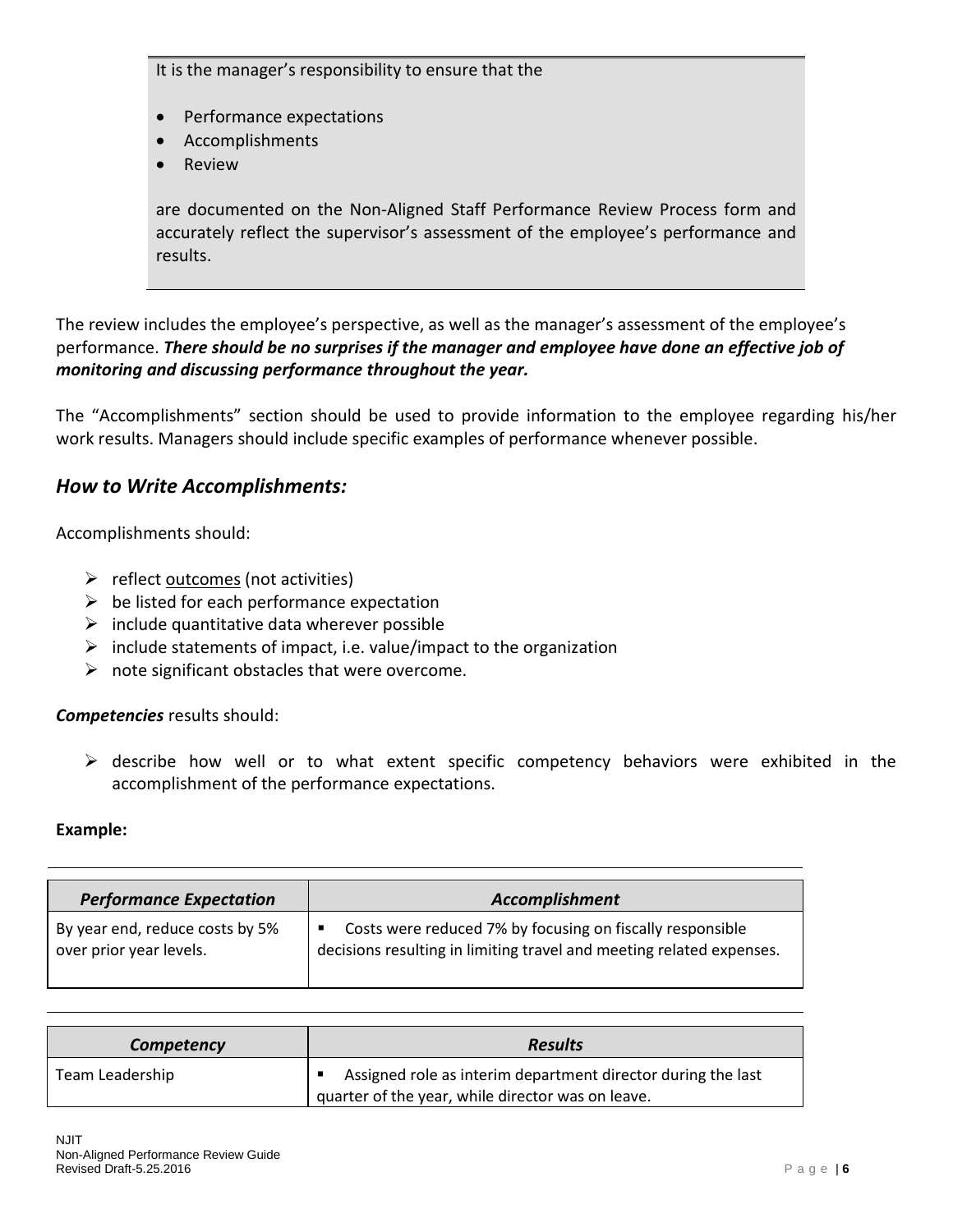It is the manager's responsibility to ensure that the

- Performance expectations
- Accomplishments
- Review

are documented on the Non-Aligned Staff Performance Review Process form and accurately reflect the supervisor's assessment of the employee's performance and results.

The review includes the employee's perspective, as well as the manager's assessment of the employee's performance. ***There should be no surprises if the manager and employee have done an effective job of monitoring and discussing performance throughout the year.***

The "Accomplishments" section should be used to provide information to the employee regarding his/her work results. Managers should include specific examples of performance whenever possible.

## *How to Write Accomplishments:*

Accomplishments should:

- reflect outcomes (not activities)
- be listed for each performance expectation
- include quantitative data wherever possible
- include statements of impact, i.e. value/impact to the organization
- note significant obstacles that were overcome.

***Competencies*** results should:

- describe how well or to what extent specific competency behaviors were exhibited in the accomplishment of the performance expectations.

**Example:**

| *Performance Expectation* | *Accomplishment* |
|---|---|
| By year end, reduce costs by 5% over prior year levels. | ▪ Costs were reduced 7% by focusing on fiscally responsible decisions resulting in limiting travel and meeting related expenses. |

| *Competency* | *Results* |
|---|---|
| Team Leadership | ▪ Assigned role as interim department director during the last quarter of the year, while director was on leave. |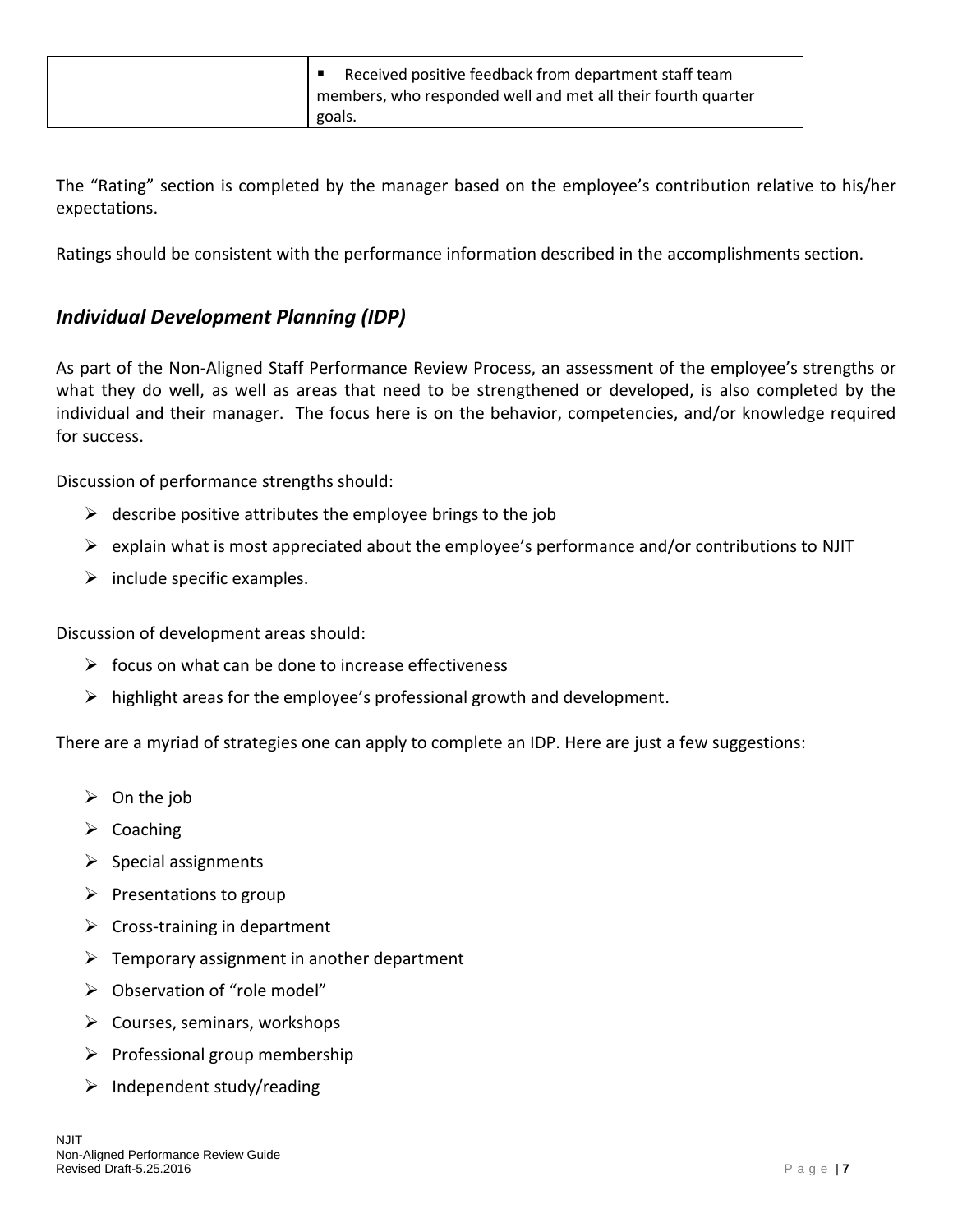| | ▪ Received positive feedback from department staff team members, who responded well and met all their fourth quarter goals. |
|---|---|

The "Rating" section is completed by the manager based on the employee's contribution relative to his/her expectations.

Ratings should be consistent with the performance information described in the accomplishments section.

## *Individual Development Planning (IDP)*

As part of the Non-Aligned Staff Performance Review Process, an assessment of the employee's strengths or what they do well, as well as areas that need to be strengthened or developed, is also completed by the individual and their manager. The focus here is on the behavior, competencies, and/or knowledge required for success.

Discussion of performance strengths should:

- describe positive attributes the employee brings to the job
- explain what is most appreciated about the employee's performance and/or contributions to NJIT
- include specific examples.

Discussion of development areas should:

- focus on what can be done to increase effectiveness
- highlight areas for the employee's professional growth and development.

There are a myriad of strategies one can apply to complete an IDP. Here are just a few suggestions:

- On the job
- Coaching
- Special assignments
- Presentations to group
- Cross-training in department
- Temporary assignment in another department
- Observation of "role model"
- Courses, seminars, workshops
- Professional group membership
- Independent study/reading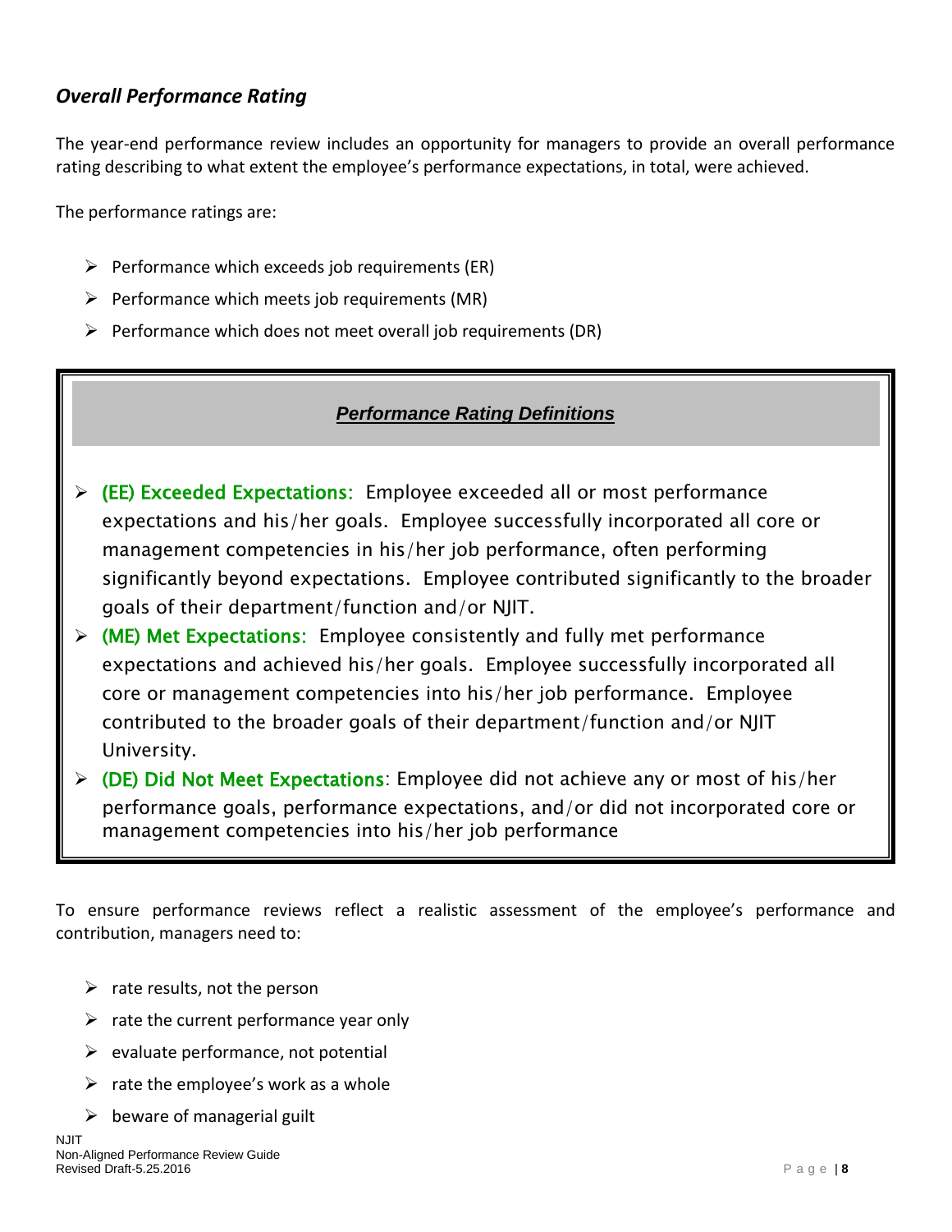### *Overall Performance Rating*

The year-end performance review includes an opportunity for managers to provide an overall performance rating describing to what extent the employee's performance expectations, in total, were achieved.

The performance ratings are:

- Performance which exceeds job requirements (ER)
- Performance which meets job requirements (MR)
- Performance which does not meet overall job requirements (DR)

***Performance Rating Definitions***

- **(EE) Exceeded Expectations:** Employee exceeded all or most performance expectations and his/her goals. Employee successfully incorporated all core or management competencies in his/her job performance, often performing significantly beyond expectations. Employee contributed significantly to the broader goals of their department/function and/or NJIT.
- **(ME) Met Expectations:** Employee consistently and fully met performance expectations and achieved his/her goals. Employee successfully incorporated all core or management competencies into his/her job performance. Employee contributed to the broader goals of their department/function and/or NJIT University.
- **(DE) Did Not Meet Expectations**: Employee did not achieve any or most of his/her performance goals, performance expectations, and/or did not incorporated core or management competencies into his/her job performance

To ensure performance reviews reflect a realistic assessment of the employee's performance and contribution, managers need to:

- rate results, not the person
- rate the current performance year only
- evaluate performance, not potential
- rate the employee's work as a whole
- beware of managerial guilt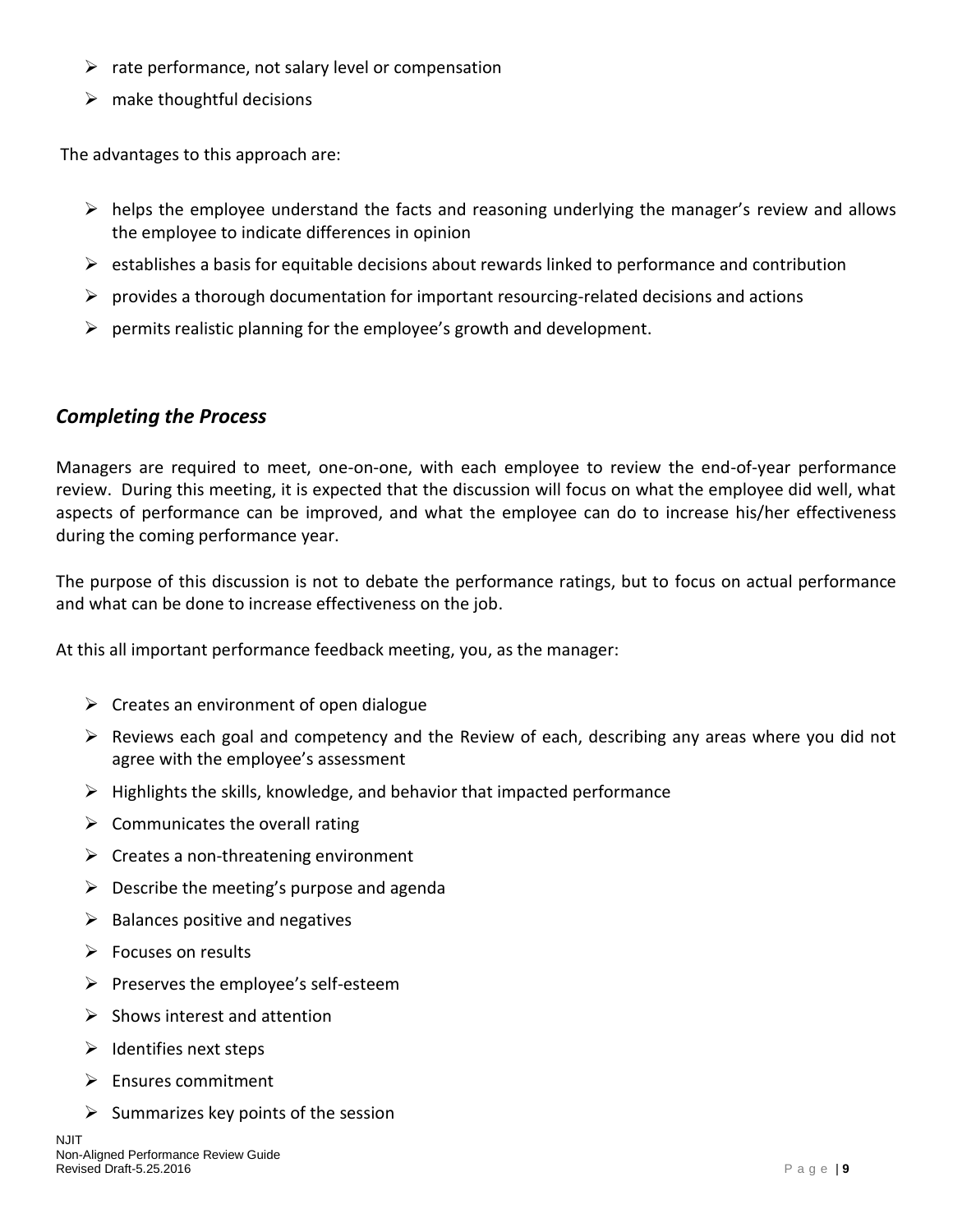- rate performance, not salary level or compensation
- make thoughtful decisions

The advantages to this approach are:

- helps the employee understand the facts and reasoning underlying the manager's review and allows the employee to indicate differences in opinion
- establishes a basis for equitable decisions about rewards linked to performance and contribution
- provides a thorough documentation for important resourcing-related decisions and actions
- permits realistic planning for the employee's growth and development.

## *Completing the Process*

Managers are required to meet, one-on-one, with each employee to review the end-of-year performance review. During this meeting, it is expected that the discussion will focus on what the employee did well, what aspects of performance can be improved, and what the employee can do to increase his/her effectiveness during the coming performance year.

The purpose of this discussion is not to debate the performance ratings, but to focus on actual performance and what can be done to increase effectiveness on the job.

At this all important performance feedback meeting, you, as the manager:

- Creates an environment of open dialogue
- Reviews each goal and competency and the Review of each, describing any areas where you did not agree with the employee's assessment
- Highlights the skills, knowledge, and behavior that impacted performance
- Communicates the overall rating
- Creates a non-threatening environment
- Describe the meeting's purpose and agenda
- Balances positive and negatives
- Focuses on results
- Preserves the employee's self-esteem
- Shows interest and attention
- Identifies next steps
- Ensures commitment
- Summarizes key points of the session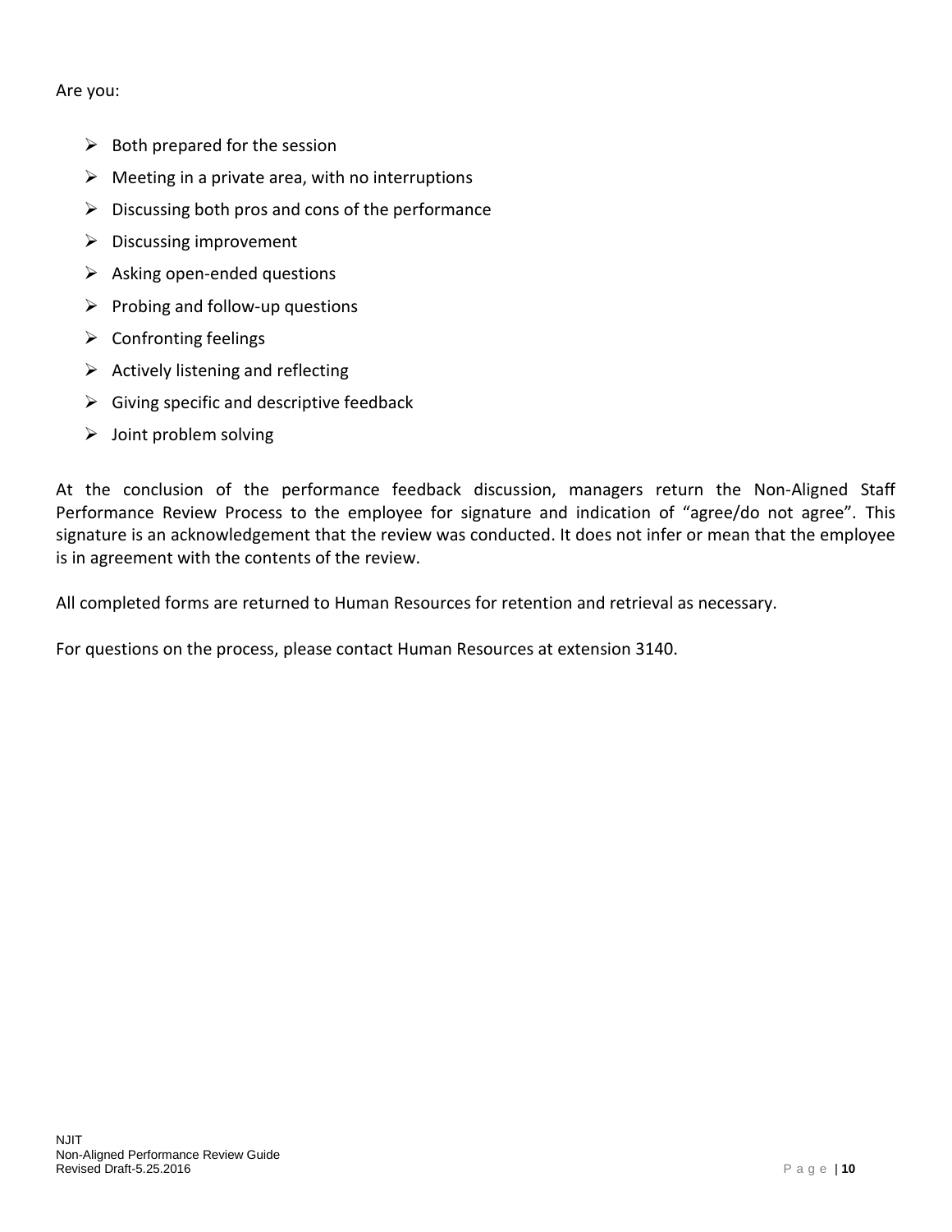Are you:

- Both prepared for the session
- Meeting in a private area, with no interruptions
- Discussing both pros and cons of the performance
- Discussing improvement
- Asking open-ended questions
- Probing and follow-up questions
- Confronting feelings
- Actively listening and reflecting
- Giving specific and descriptive feedback
- Joint problem solving

At the conclusion of the performance feedback discussion, managers return the Non-Aligned Staff Performance Review Process to the employee for signature and indication of "agree/do not agree". This signature is an acknowledgement that the review was conducted. It does not infer or mean that the employee is in agreement with the contents of the review.

All completed forms are returned to Human Resources for retention and retrieval as necessary.

For questions on the process, please contact Human Resources at extension 3140.